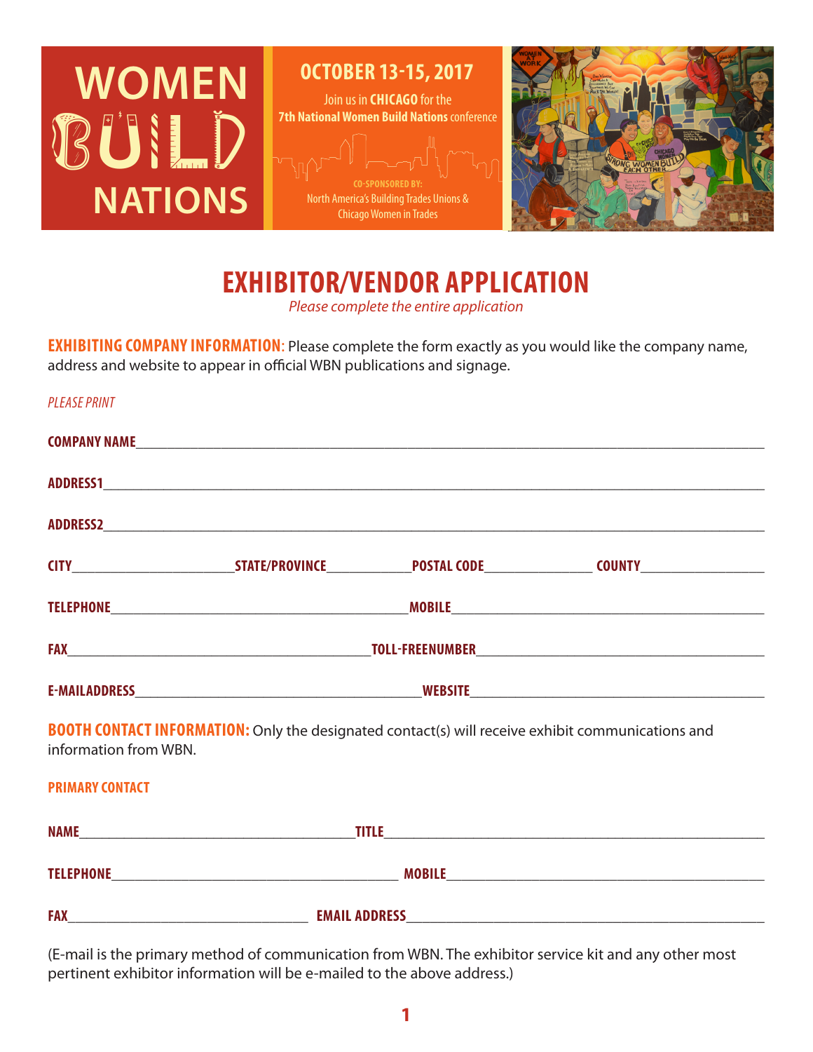# WOMEN BUILD NATIONS

**OCTOBER 13-15, 2017**

Join us in **CHICAGO** for the **7th National Women Build Nations** conference

CO-SPONSORED BY:
North America's Building Trades Unions & Chicago Women in Trades

## EXHIBITOR/VENDOR APPLICATION

*Please complete the entire application*

**EXHIBITING COMPANY INFORMATION**: Please complete the form exactly as you would like the company name, address and website to appear in official WBN publications and signage.

*PLEASE PRINT*

**COMPANY NAME**_______________________________________________

**ADDRESS1**_______________________________________________

**ADDRESS2**_______________________________________________

**CITY**______________ **STATE/PROVINCE**__________ **POSTAL CODE**____________ **COUNTY**______________

**TELEPHONE**______________________________ **MOBILE**______________________________

**FAX**______________________________ **TOLL-FREENUMBER**______________________________

**E-MAILADDRESS**______________________________ **WEBSITE**______________________________

**BOOTH CONTACT INFORMATION:** Only the designated contact(s) will receive exhibit communications and information from WBN.

**PRIMARY CONTACT**

**NAME**______________________________ **TITLE**______________________________

**TELEPHONE**______________________________ **MOBILE**______________________________

**FAX**______________________________ **EMAIL ADDRESS**______________________________

(E-mail is the primary method of communication from WBN. The exhibitor service kit and any other most pertinent exhibitor information will be e-mailed to the above address.)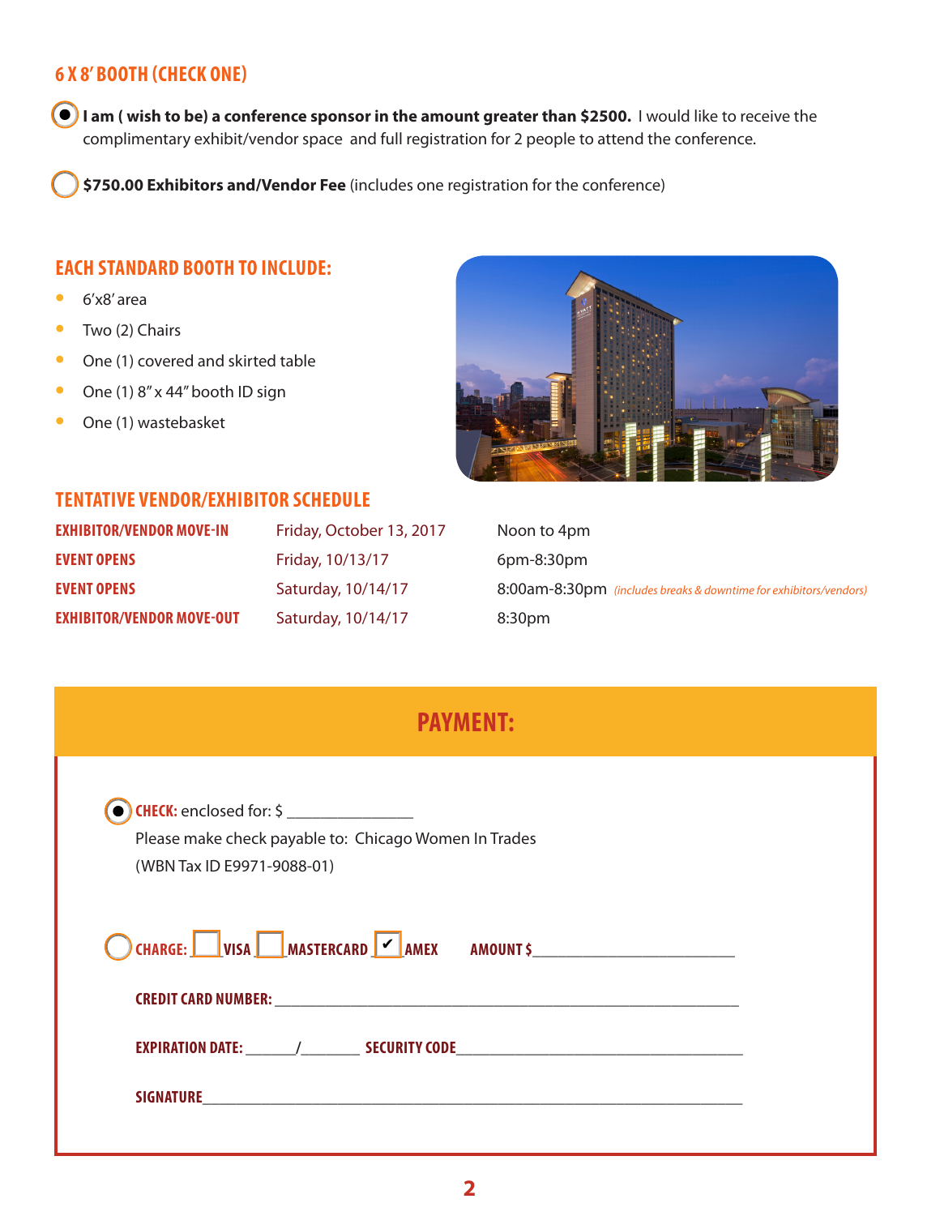## 6 X 8' BOOTH (CHECK ONE)

- [x] **I am ( wish to be) a conference sponsor in the amount greater than $2500.** I would like to receive the complimentary exhibit/vendor space and full registration for 2 people to attend the conference.
- [ ] **$750.00 Exhibitors and/Vendor Fee** (includes one registration for the conference)

## EACH STANDARD BOOTH TO INCLUDE:

- 6'x8' area
- Two (2) Chairs
- One (1) covered and skirted table
- One (1) 8" x 44" booth ID sign
- One (1) wastebasket

## TENTATIVE VENDOR/EXHIBITOR SCHEDULE

| | | |
|---|---|---|
| EXHIBITOR/VENDOR MOVE-IN | Friday, October 13, 2017 | Noon to 4pm |
| EVENT OPENS | Friday, 10/13/17 | 6pm-8:30pm |
| EVENT OPENS | Saturday, 10/14/17 | 8:00am-8:30pm *(includes breaks & downtime for exhibitors/vendors)* |
| EXHIBITOR/VENDOR MOVE-OUT | Saturday, 10/14/17 | 8:30pm |

## PAYMENT:

- [x] **CHECK:** enclosed for: $ _______________
  Please make check payable to: Chicago Women In Trades
  (WBN Tax ID E9971-9088-01)

- [ ] **CHARGE:** [ ] VISA [ ] MASTERCARD [✓] AMEX **AMOUNT $**_______________________

**CREDIT CARD NUMBER:** _______________________________________________

**EXPIRATION DATE:** ______/_______ **SECURITY CODE**_______________________

**SIGNATURE**_______________________________________________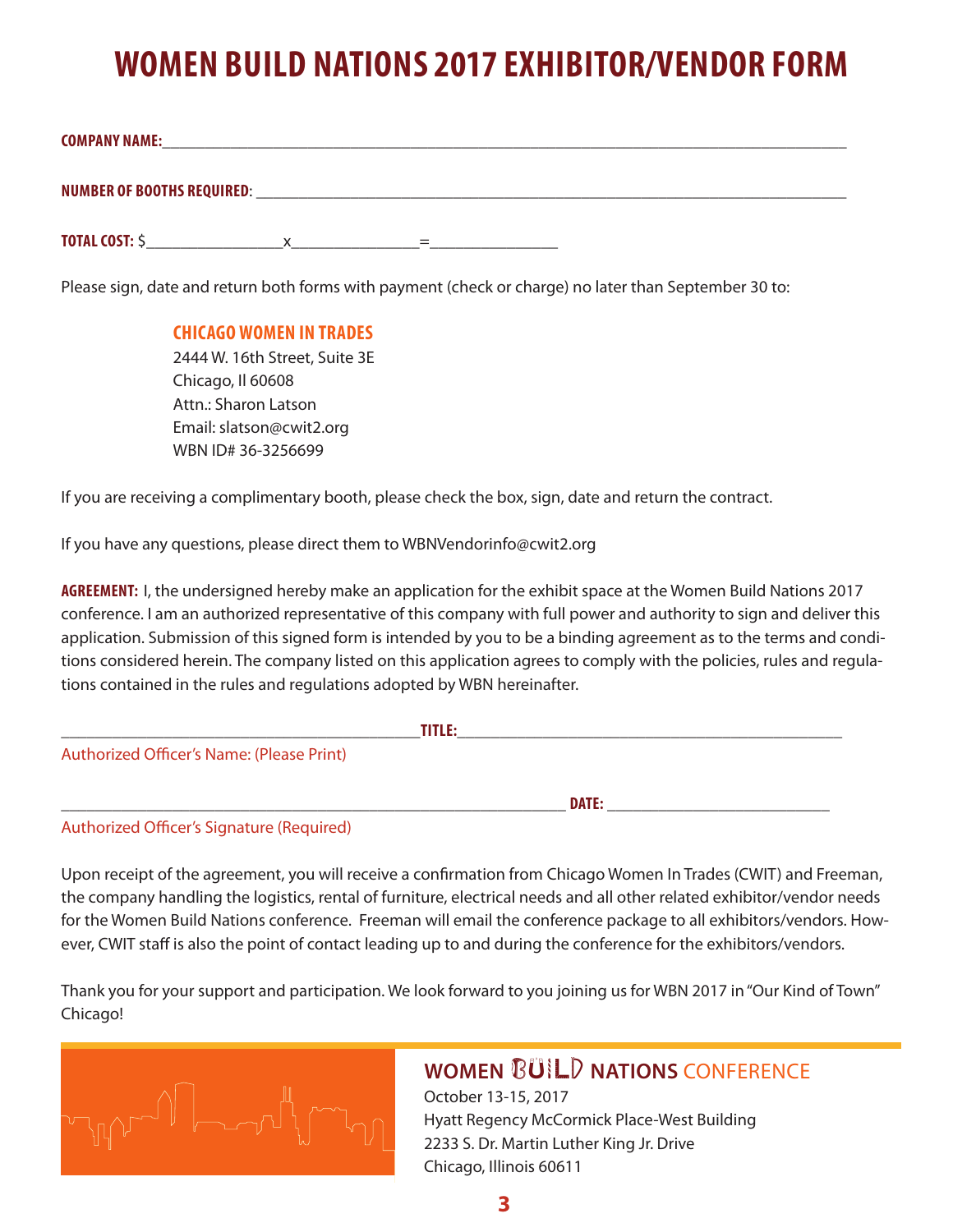# WOMEN BUILD NATIONS 2017 EXHIBITOR/VENDOR FORM

**COMPANY NAME:**\_\_\_\_\_\_\_\_\_\_\_\_\_\_\_\_\_\_\_\_\_\_\_\_\_\_\_\_\_\_\_\_\_\_\_\_\_\_\_\_\_\_\_\_\_\_\_\_\_\_\_\_\_\_\_\_\_\_\_\_\_\_\_\_\_\_\_\_\_\_\_\_

**NUMBER OF BOOTHS REQUIRED**: \_\_\_\_\_\_\_\_\_\_\_\_\_\_\_\_\_\_\_\_\_\_\_\_\_\_\_\_\_\_\_\_\_\_\_\_\_\_\_\_\_\_\_\_\_\_\_\_\_\_\_\_\_\_\_\_\_\_

**TOTAL COST:** $\_\_\_\_\_\_\_\_\_\_\_\_\_\_\_\_x\_\_\_\_\_\_\_\_\_\_\_\_\_\_\_=\_\_\_\_\_\_\_\_\_\_\_\_\_\_\_

Please sign, date and return both forms with payment (check or charge) no later than September 30 to:

**CHICAGO WOMEN IN TRADES**
2444 W. 16th Street, Suite 3E
Chicago, Il 60608
Attn.: Sharon Latson
Email: slatson@cwit2.org
WBN ID# 36-3256699

If you are receiving a complimentary booth, please check the box, sign, date and return the contract.

If you have any questions, please direct them to WBNVendorinfo@cwit2.org

**AGREEMENT:** I, the undersigned hereby make an application for the exhibit space at the Women Build Nations 2017 conference. I am an authorized representative of this company with full power and authority to sign and deliver this application. Submission of this signed form is intended by you to be a binding agreement as to the terms and conditions considered herein. The company listed on this application agrees to comply with the policies, rules and regulations contained in the rules and regulations adopted by WBN hereinafter.

\_\_\_\_\_\_\_\_\_\_\_\_\_\_\_\_\_\_\_\_\_\_\_\_\_\_\_\_\_\_\_\_\_\_\_\_\_\_\_\_\_\_**TITLE:**\_\_\_\_\_\_\_\_\_\_\_\_\_\_\_\_\_\_\_\_\_\_\_\_\_\_\_\_\_\_\_\_\_\_\_\_\_\_\_\_\_\_\_\_
Authorized Officer's Name: (Please Print)

\_\_\_\_\_\_\_\_\_\_\_\_\_\_\_\_\_\_\_\_\_\_\_\_\_\_\_\_\_\_\_\_\_\_\_\_\_\_\_\_\_\_\_\_\_\_\_\_\_\_\_\_\_\_\_\_\_\_\_\_ **DATE:** \_\_\_\_\_\_\_\_\_\_\_\_\_\_\_\_\_\_\_\_\_\_\_\_\_\_
Authorized Officer's Signature (Required)

Upon receipt of the agreement, you will receive a confirmation from Chicago Women In Trades (CWIT) and Freeman, the company handling the logistics, rental of furniture, electrical needs and all other related exhibitor/vendor needs for the Women Build Nations conference. Freeman will email the conference package to all exhibitors/vendors. However, CWIT staff is also the point of contact leading up to and during the conference for the exhibitors/vendors.

Thank you for your support and participation. We look forward to you joining us for WBN 2017 in "Our Kind of Town" Chicago!

**WOMEN BUILD NATIONS CONFERENCE**
October 13-15, 2017
Hyatt Regency McCormick Place-West Building
2233 S. Dr. Martin Luther King Jr. Drive
Chicago, Illinois 60611